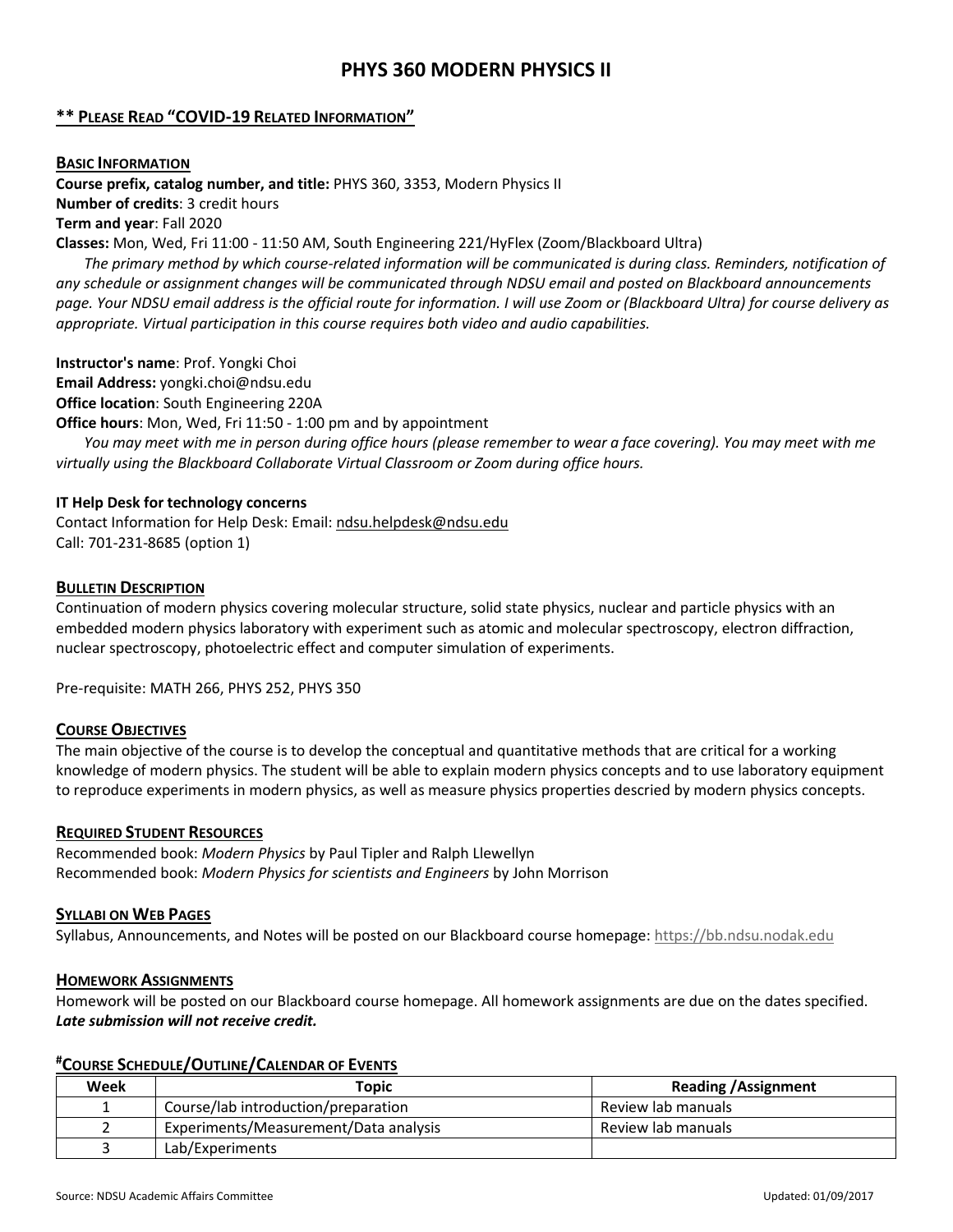# PHYS 360 MODERN PHYSICS II

**** PLEASE READ "COVID-19 RELATED INFORMATION"**

## BASIC INFORMATION

**Course prefix, catalog number, and title:** PHYS 360, 3353, Modern Physics II
**Number of credits**: 3 credit hours
**Term and year**: Fall 2020
**Classes:** Mon, Wed, Fri 11:00 - 11:50 AM, South Engineering 221/HyFlex (Zoom/Blackboard Ultra)

*The primary method by which course-related information will be communicated is during class. Reminders, notification of any schedule or assignment changes will be communicated through NDSU email and posted on Blackboard announcements page. Your NDSU email address is the official route for information. I will use Zoom or (Blackboard Ultra) for course delivery as appropriate. Virtual participation in this course requires both video and audio capabilities.*

**Instructor's name**: Prof. Yongki Choi
**Email Address:** yongki.choi@ndsu.edu
**Office location**: South Engineering 220A
**Office hours**: Mon, Wed, Fri 11:50 - 1:00 pm and by appointment

*You may meet with me in person during office hours (please remember to wear a face covering). You may meet with me virtually using the Blackboard Collaborate Virtual Classroom or Zoom during office hours.*

**IT Help Desk for technology concerns**
Contact Information for Help Desk: Email: ndsu.helpdesk@ndsu.edu
Call: 701-231-8685 (option 1)

## BULLETIN DESCRIPTION

Continuation of modern physics covering molecular structure, solid state physics, nuclear and particle physics with an embedded modern physics laboratory with experiment such as atomic and molecular spectroscopy, electron diffraction, nuclear spectroscopy, photoelectric effect and computer simulation of experiments.

Pre-requisite: MATH 266, PHYS 252, PHYS 350

## COURSE OBJECTIVES

The main objective of the course is to develop the conceptual and quantitative methods that are critical for a working knowledge of modern physics. The student will be able to explain modern physics concepts and to use laboratory equipment to reproduce experiments in modern physics, as well as measure physics properties descried by modern physics concepts.

## REQUIRED STUDENT RESOURCES

Recommended book: *Modern Physics* by Paul Tipler and Ralph Llewellyn
Recommended book: *Modern Physics for scientists and Engineers* by John Morrison

## SYLLABI ON WEB PAGES

Syllabus, Announcements, and Notes will be posted on our Blackboard course homepage: https://bb.ndsu.nodak.edu

## HOMEWORK ASSIGNMENTS

Homework will be posted on our Blackboard course homepage. All homework assignments are due on the dates specified. ***Late submission will not receive credit.***

## #COURSE SCHEDULE/OUTLINE/CALENDAR OF EVENTS

| Week | Topic | Reading /Assignment |
|---|---|---|
| 1 | Course/lab introduction/preparation | Review lab manuals |
| 2 | Experiments/Measurement/Data analysis | Review lab manuals |
| 3 | Lab/Experiments | |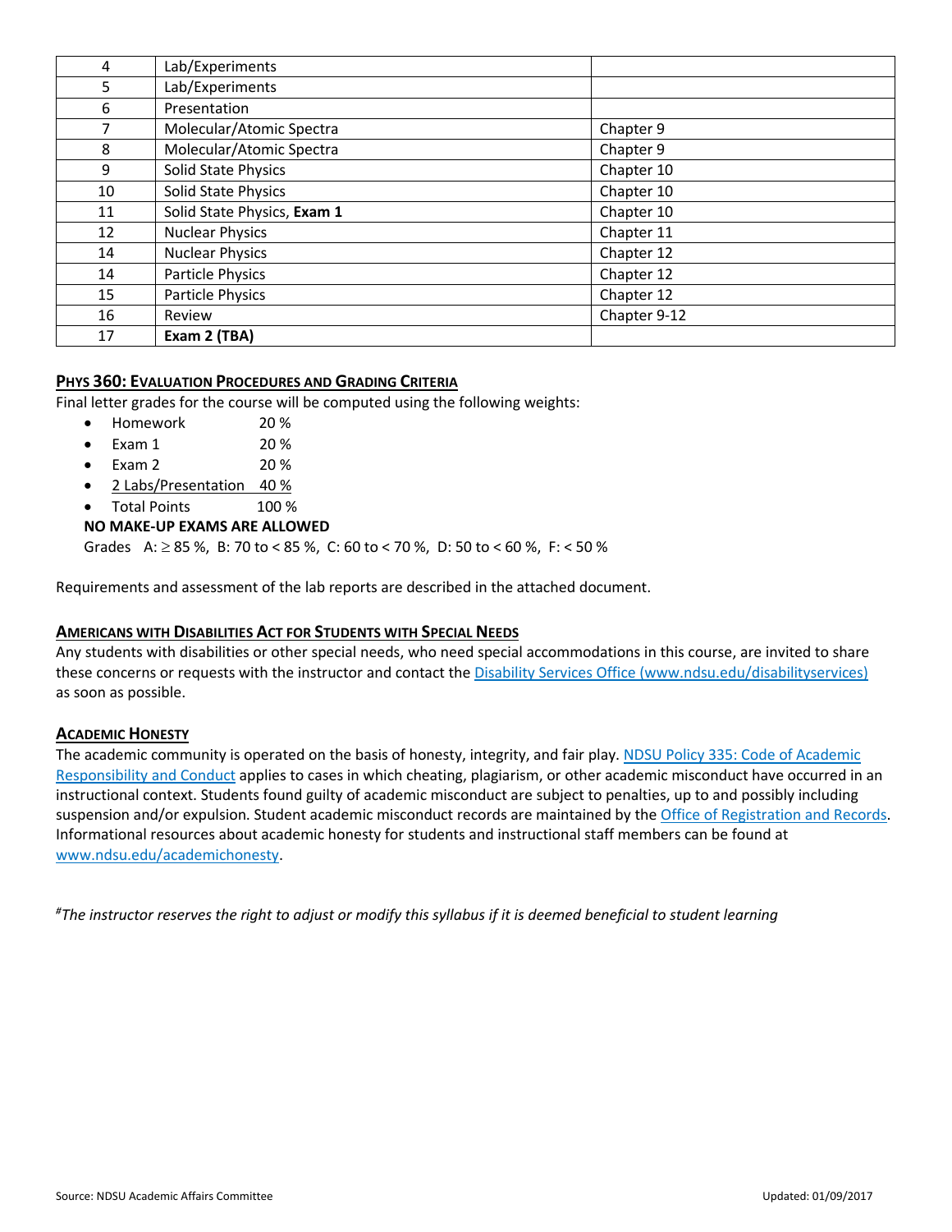| 4 | Lab/Experiments | |
|---|---|---|
| 5 | Lab/Experiments | |
| 6 | Presentation | |
| 7 | Molecular/Atomic Spectra | Chapter 9 |
| 8 | Molecular/Atomic Spectra | Chapter 9 |
| 9 | Solid State Physics | Chapter 10 |
| 10 | Solid State Physics | Chapter 10 |
| 11 | Solid State Physics, **Exam 1** | Chapter 10 |
| 12 | Nuclear Physics | Chapter 11 |
| 14 | Nuclear Physics | Chapter 12 |
| 14 | Particle Physics | Chapter 12 |
| 15 | Particle Physics | Chapter 12 |
| 16 | Review | Chapter 9-12 |
| 17 | **Exam 2 (TBA)** | |

## PHYS 360: Evaluation Procedures and Grading Criteria

Final letter grades for the course will be computed using the following weights:

- Homework 20 %
- Exam 1 20 %
- Exam 2 20 %
- 2 Labs/Presentation 40 %
- Total Points 100 %

**NO MAKE-UP EXAMS ARE ALLOWED**

Grades A: ≥ 85 %, B: 70 to < 85 %, C: 60 to < 70 %, D: 50 to < 60 %, F: < 50 %

Requirements and assessment of the lab reports are described in the attached document.

## Americans with Disabilities Act for Students with Special Needs

Any students with disabilities or other special needs, who need special accommodations in this course, are invited to share these concerns or requests with the instructor and contact the Disability Services Office (www.ndsu.edu/disabilityservices) as soon as possible.

## Academic Honesty

The academic community is operated on the basis of honesty, integrity, and fair play. NDSU Policy 335: Code of Academic Responsibility and Conduct applies to cases in which cheating, plagiarism, or other academic misconduct have occurred in an instructional context. Students found guilty of academic misconduct are subject to penalties, up to and possibly including suspension and/or expulsion. Student academic misconduct records are maintained by the Office of Registration and Records. Informational resources about academic honesty for students and instructional staff members can be found at www.ndsu.edu/academichonesty.

*#The instructor reserves the right to adjust or modify this syllabus if it is deemed beneficial to student learning*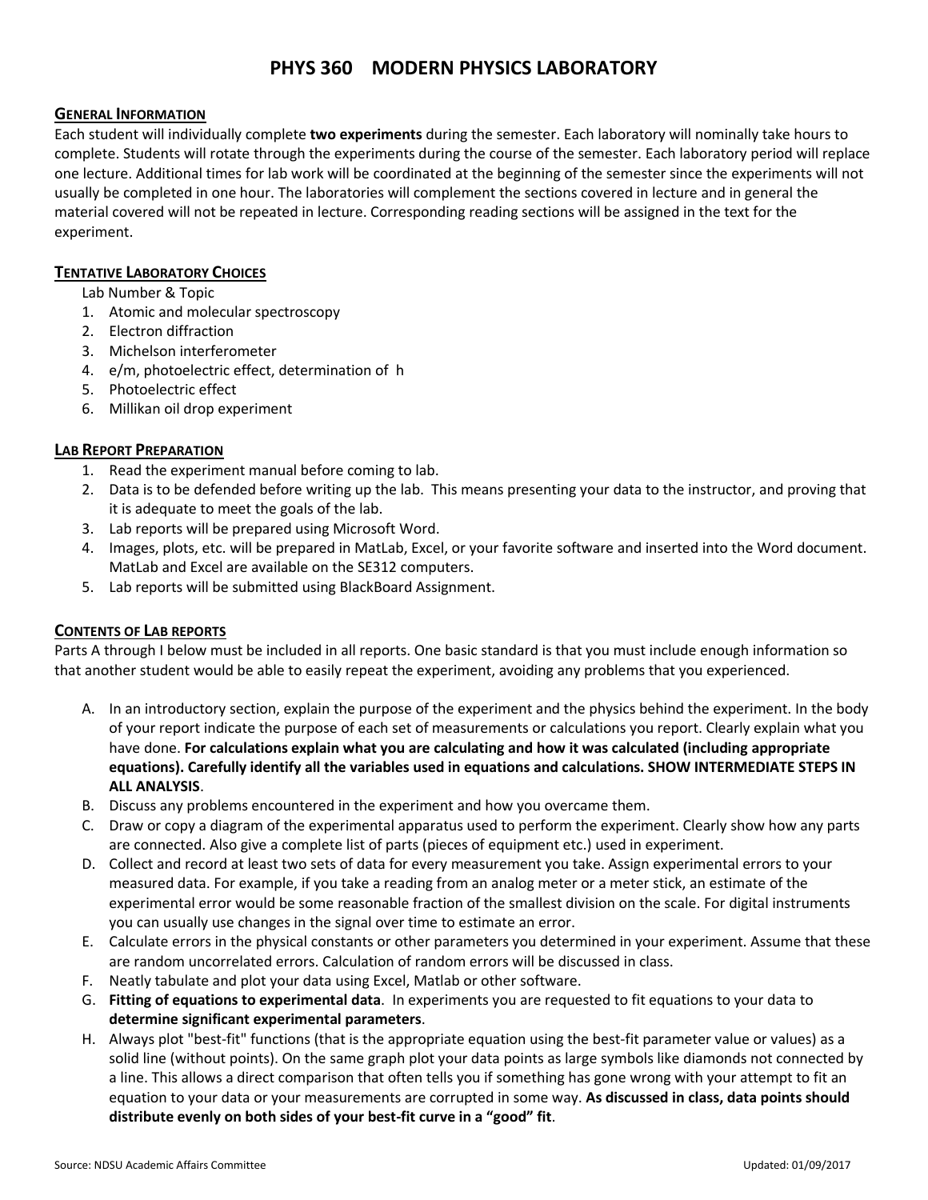# PHYS 360 MODERN PHYSICS LABORATORY

## GENERAL INFORMATION

Each student will individually complete **two experiments** during the semester. Each laboratory will nominally take hours to complete. Students will rotate through the experiments during the course of the semester. Each laboratory period will replace one lecture. Additional times for lab work will be coordinated at the beginning of the semester since the experiments will not usually be completed in one hour. The laboratories will complement the sections covered in lecture and in general the material covered will not be repeated in lecture. Corresponding reading sections will be assigned in the text for the experiment.

## TENTATIVE LABORATORY CHOICES

Lab Number & Topic

1. Atomic and molecular spectroscopy
2. Electron diffraction
3. Michelson interferometer
4. e/m, photoelectric effect, determination of h
5. Photoelectric effect
6. Millikan oil drop experiment

## LAB REPORT PREPARATION

1. Read the experiment manual before coming to lab.
2. Data is to be defended before writing up the lab. This means presenting your data to the instructor, and proving that it is adequate to meet the goals of the lab.
3. Lab reports will be prepared using Microsoft Word.
4. Images, plots, etc. will be prepared in MatLab, Excel, or your favorite software and inserted into the Word document. MatLab and Excel are available on the SE312 computers.
5. Lab reports will be submitted using BlackBoard Assignment.

## CONTENTS OF LAB REPORTS

Parts A through I below must be included in all reports. One basic standard is that you must include enough information so that another student would be able to easily repeat the experiment, avoiding any problems that you experienced.

A. In an introductory section, explain the purpose of the experiment and the physics behind the experiment. In the body of your report indicate the purpose of each set of measurements or calculations you report. Clearly explain what you have done. **For calculations explain what you are calculating and how it was calculated (including appropriate equations). Carefully identify all the variables used in equations and calculations. SHOW INTERMEDIATE STEPS IN ALL ANALYSIS**.
B. Discuss any problems encountered in the experiment and how you overcame them.
C. Draw or copy a diagram of the experimental apparatus used to perform the experiment. Clearly show how any parts are connected. Also give a complete list of parts (pieces of equipment etc.) used in experiment.
D. Collect and record at least two sets of data for every measurement you take. Assign experimental errors to your measured data. For example, if you take a reading from an analog meter or a meter stick, an estimate of the experimental error would be some reasonable fraction of the smallest division on the scale. For digital instruments you can usually use changes in the signal over time to estimate an error.
E. Calculate errors in the physical constants or other parameters you determined in your experiment. Assume that these are random uncorrelated errors. Calculation of random errors will be discussed in class.
F. Neatly tabulate and plot your data using Excel, Matlab or other software.
G. **Fitting of equations to experimental data**. In experiments you are requested to fit equations to your data to **determine significant experimental parameters**.
H. Always plot "best-fit" functions (that is the appropriate equation using the best-fit parameter value or values) as a solid line (without points). On the same graph plot your data points as large symbols like diamonds not connected by a line. This allows a direct comparison that often tells you if something has gone wrong with your attempt to fit an equation to your data or your measurements are corrupted in some way. **As discussed in class, data points should distribute evenly on both sides of your best-fit curve in a "good" fit**.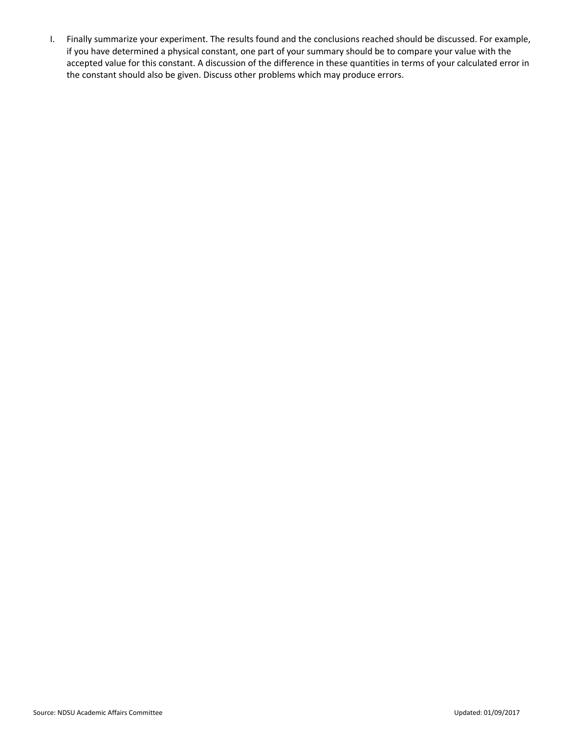I. Finally summarize your experiment. The results found and the conclusions reached should be discussed. For example, if you have determined a physical constant, one part of your summary should be to compare your value with the accepted value for this constant. A discussion of the difference in these quantities in terms of your calculated error in the constant should also be given. Discuss other problems which may produce errors.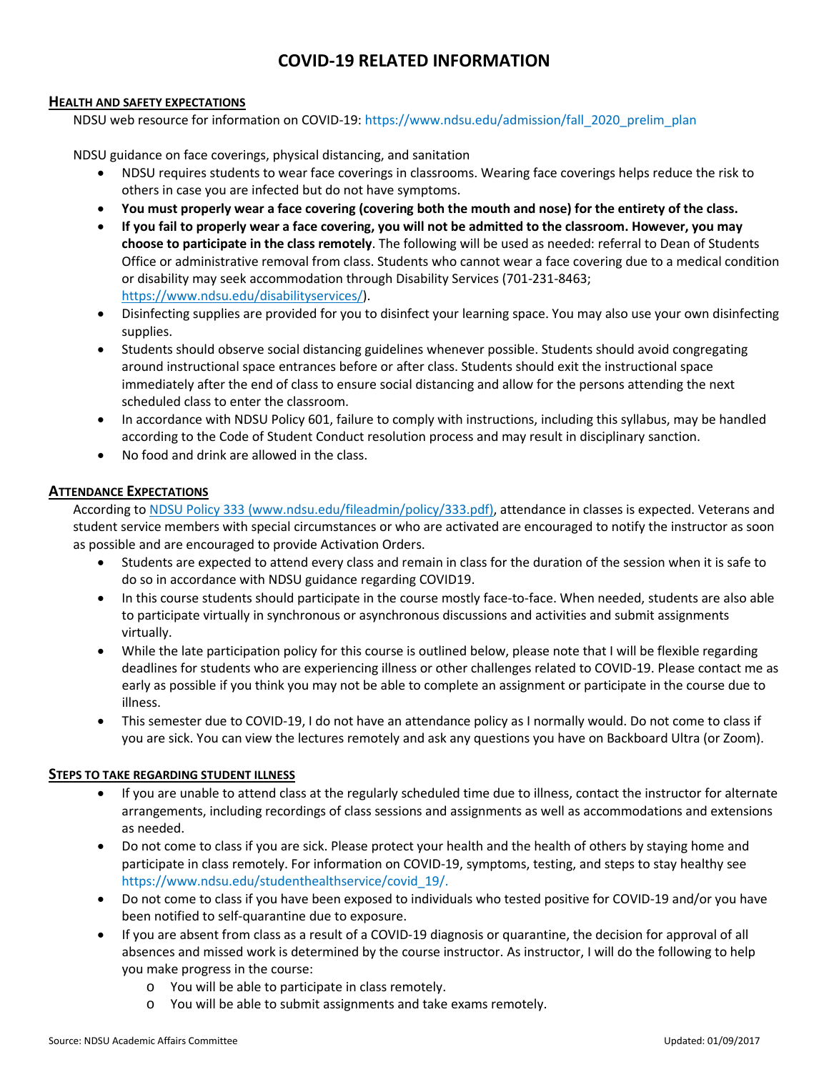# COVID-19 RELATED INFORMATION

## HEALTH AND SAFETY EXPECTATIONS

NDSU web resource for information on COVID-19: https://www.ndsu.edu/admission/fall_2020_prelim_plan

NDSU guidance on face coverings, physical distancing, and sanitation

- NDSU requires students to wear face coverings in classrooms. Wearing face coverings helps reduce the risk to others in case you are infected but do not have symptoms.
- **You must properly wear a face covering (covering both the mouth and nose) for the entirety of the class.**
- **If you fail to properly wear a face covering, you will not be admitted to the classroom. However, you may choose to participate in the class remotely**. The following will be used as needed: referral to Dean of Students Office or administrative removal from class. Students who cannot wear a face covering due to a medical condition or disability may seek accommodation through Disability Services (701-231-8463; https://www.ndsu.edu/disabilityservices/).
- Disinfecting supplies are provided for you to disinfect your learning space. You may also use your own disinfecting supplies.
- Students should observe social distancing guidelines whenever possible. Students should avoid congregating around instructional space entrances before or after class. Students should exit the instructional space immediately after the end of class to ensure social distancing and allow for the persons attending the next scheduled class to enter the classroom.
- In accordance with NDSU Policy 601, failure to comply with instructions, including this syllabus, may be handled according to the Code of Student Conduct resolution process and may result in disciplinary sanction.
- No food and drink are allowed in the class.

## ATTENDANCE EXPECTATIONS

According to NDSU Policy 333 (www.ndsu.edu/fileadmin/policy/333.pdf), attendance in classes is expected. Veterans and student service members with special circumstances or who are activated are encouraged to notify the instructor as soon as possible and are encouraged to provide Activation Orders.

- Students are expected to attend every class and remain in class for the duration of the session when it is safe to do so in accordance with NDSU guidance regarding COVID19.
- In this course students should participate in the course mostly face-to-face. When needed, students are also able to participate virtually in synchronous or asynchronous discussions and activities and submit assignments virtually.
- While the late participation policy for this course is outlined below, please note that I will be flexible regarding deadlines for students who are experiencing illness or other challenges related to COVID-19. Please contact me as early as possible if you think you may not be able to complete an assignment or participate in the course due to illness.
- This semester due to COVID-19, I do not have an attendance policy as I normally would. Do not come to class if you are sick. You can view the lectures remotely and ask any questions you have on Backboard Ultra (or Zoom).

## STEPS TO TAKE REGARDING STUDENT ILLNESS

- If you are unable to attend class at the regularly scheduled time due to illness, contact the instructor for alternate arrangements, including recordings of class sessions and assignments as well as accommodations and extensions as needed.
- Do not come to class if you are sick. Please protect your health and the health of others by staying home and participate in class remotely. For information on COVID-19, symptoms, testing, and steps to stay healthy see https://www.ndsu.edu/studenthealthservice/covid_19/.
- Do not come to class if you have been exposed to individuals who tested positive for COVID-19 and/or you have been notified to self-quarantine due to exposure.
- If you are absent from class as a result of a COVID-19 diagnosis or quarantine, the decision for approval of all absences and missed work is determined by the course instructor. As instructor, I will do the following to help you make progress in the course:
  - You will be able to participate in class remotely.
  - You will be able to submit assignments and take exams remotely.

Source: NDSU Academic Affairs Committee Updated: 01/09/2017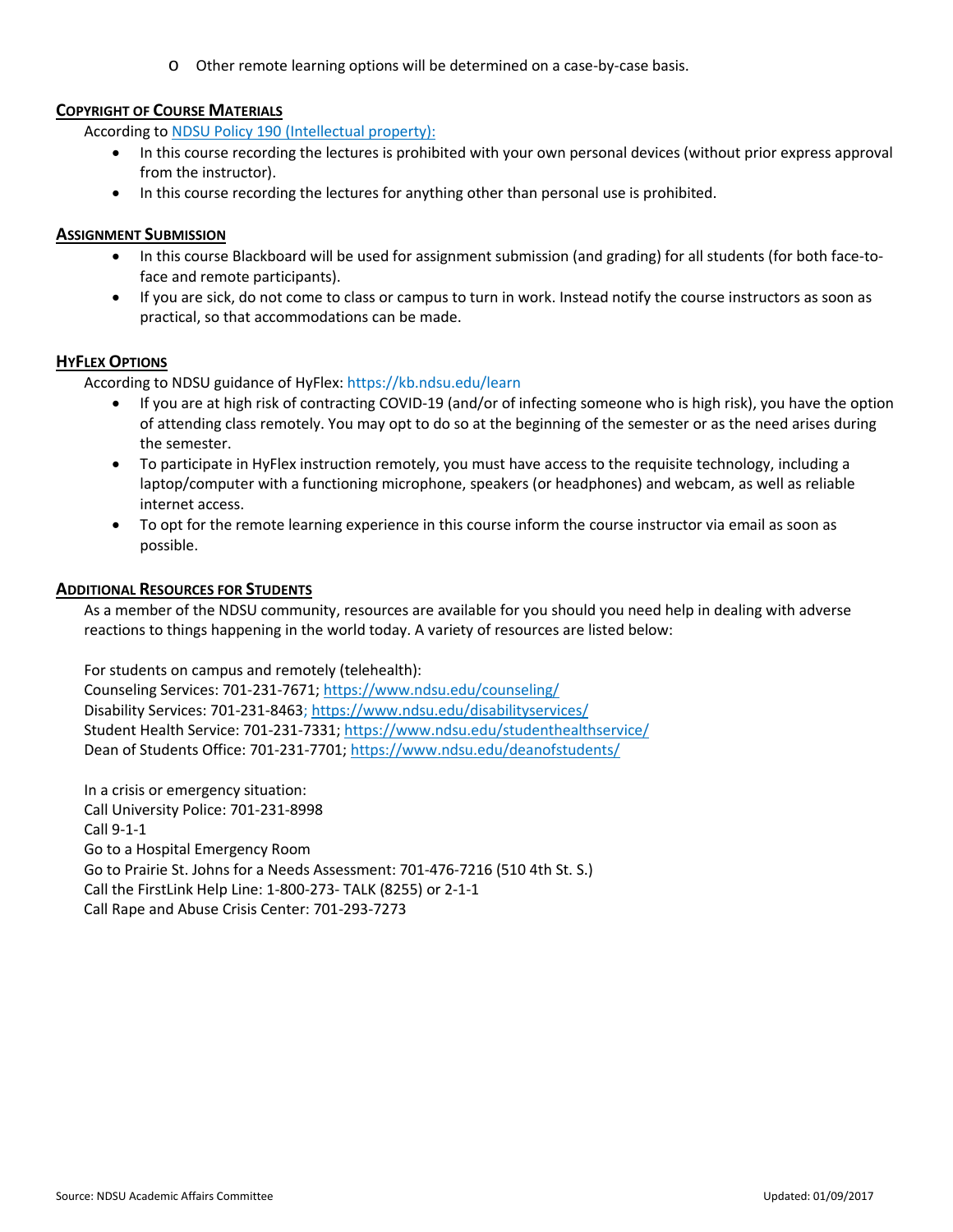- Other remote learning options will be determined on a case-by-case basis.

## Copyright of Course Materials

According to NDSU Policy 190 (Intellectual property):

- In this course recording the lectures is prohibited with your own personal devices (without prior express approval from the instructor).
- In this course recording the lectures for anything other than personal use is prohibited.

## Assignment Submission

- In this course Blackboard will be used for assignment submission (and grading) for all students (for both face-to-face and remote participants).
- If you are sick, do not come to class or campus to turn in work. Instead notify the course instructors as soon as practical, so that accommodations can be made.

## HyFlex Options

According to NDSU guidance of HyFlex: https://kb.ndsu.edu/learn

- If you are at high risk of contracting COVID-19 (and/or of infecting someone who is high risk), you have the option of attending class remotely. You may opt to do so at the beginning of the semester or as the need arises during the semester.
- To participate in HyFlex instruction remotely, you must have access to the requisite technology, including a laptop/computer with a functioning microphone, speakers (or headphones) and webcam, as well as reliable internet access.
- To opt for the remote learning experience in this course inform the course instructor via email as soon as possible.

## Additional Resources for Students

As a member of the NDSU community, resources are available for you should you need help in dealing with adverse reactions to things happening in the world today. A variety of resources are listed below:

For students on campus and remotely (telehealth):
Counseling Services: 701-231-7671; https://www.ndsu.edu/counseling/
Disability Services: 701-231-8463; https://www.ndsu.edu/disabilityservices/
Student Health Service: 701-231-7331; https://www.ndsu.edu/studenthealthservice/
Dean of Students Office: 701-231-7701; https://www.ndsu.edu/deanofstudents/

In a crisis or emergency situation:
Call University Police: 701-231-8998
Call 9-1-1
Go to a Hospital Emergency Room
Go to Prairie St. Johns for a Needs Assessment: 701-476-7216 (510 4th St. S.)
Call the FirstLink Help Line: 1-800-273- TALK (8255) or 2-1-1
Call Rape and Abuse Crisis Center: 701-293-7273

Source: NDSU Academic Affairs Committee

Updated: 01/09/2017